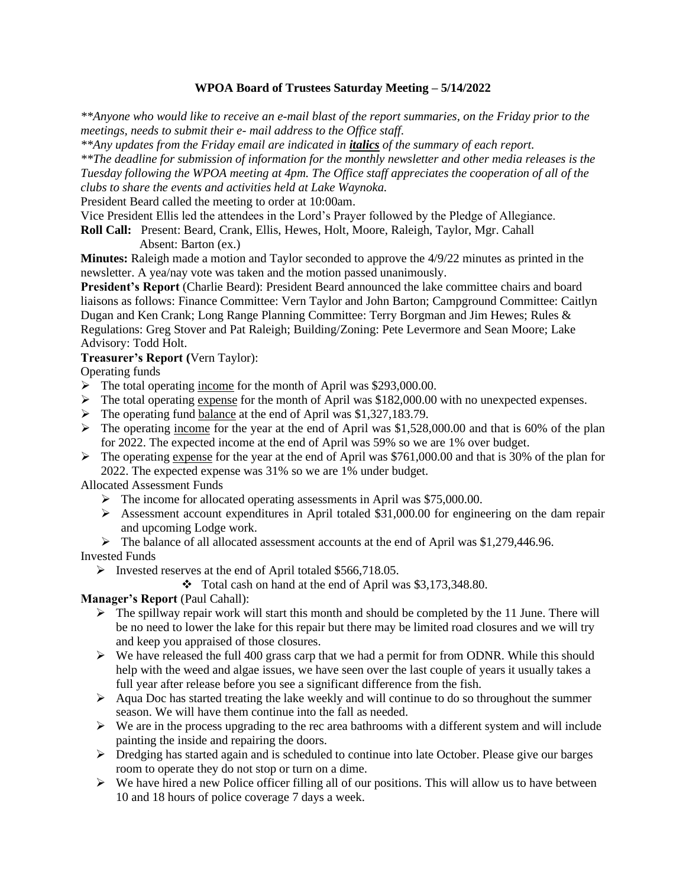# WPOA Board of Trustees Saturday Meeting – 5/14/2022

*\*\*Anyone who would like to receive an e-mail blast of the report summaries, on the Friday prior to the meetings, needs to submit their e- mail address to the Office staff.*
*\*\*Any updates from the Friday email are indicated in **italics** of the summary of each report.*
*\*\*The deadline for submission of information for the monthly newsletter and other media releases is the Tuesday following the WPOA meeting at 4pm. The Office staff appreciates the cooperation of all of the clubs to share the events and activities held at Lake Waynoka.*

President Beard called the meeting to order at 10:00am.

Vice President Ellis led the attendees in the Lord's Prayer followed by the Pledge of Allegiance.

**Roll Call:** Present: Beard, Crank, Ellis, Hewes, Holt, Moore, Raleigh, Taylor, Mgr. Cahall
Absent: Barton (ex.)

**Minutes:** Raleigh made a motion and Taylor seconded to approve the 4/9/22 minutes as printed in the newsletter. A yea/nay vote was taken and the motion passed unanimously.

**President's Report** (Charlie Beard): President Beard announced the lake committee chairs and board liaisons as follows: Finance Committee: Vern Taylor and John Barton; Campground Committee: Caitlyn Dugan and Ken Crank; Long Range Planning Committee: Terry Borgman and Jim Hewes; Rules & Regulations: Greg Stover and Pat Raleigh; Building/Zoning: Pete Levermore and Sean Moore; Lake Advisory: Todd Holt.

**Treasurer's Report (**Vern Taylor):

Operating funds

- The total operating income for the month of April was $293,000.00.
- The total operating expense for the month of April was $182,000.00 with no unexpected expenses.
- The operating fund balance at the end of April was $1,327,183.79.
- The operating income for the year at the end of April was $1,528,000.00 and that is 60% of the plan for 2022. The expected income at the end of April was 59% so we are 1% over budget.
- The operating expense for the year at the end of April was $761,000.00 and that is 30% of the plan for 2022. The expected expense was 31% so we are 1% under budget.

Allocated Assessment Funds

- The income for allocated operating assessments in April was $75,000.00.
- Assessment account expenditures in April totaled $31,000.00 for engineering on the dam repair and upcoming Lodge work.
- The balance of all allocated assessment accounts at the end of April was $1,279,446.96.

Invested Funds

- Invested reserves at the end of April totaled $566,718.05.
  - Total cash on hand at the end of April was $3,173,348.80.

**Manager's Report** (Paul Cahall):

- The spillway repair work will start this month and should be completed by the 11 June. There will be no need to lower the lake for this repair but there may be limited road closures and we will try and keep you appraised of those closures.
- We have released the full 400 grass carp that we had a permit for from ODNR. While this should help with the weed and algae issues, we have seen over the last couple of years it usually takes a full year after release before you see a significant difference from the fish.
- Aqua Doc has started treating the lake weekly and will continue to do so throughout the summer season. We will have them continue into the fall as needed.
- We are in the process upgrading to the rec area bathrooms with a different system and will include painting the inside and repairing the doors.
- Dredging has started again and is scheduled to continue into late October. Please give our barges room to operate they do not stop or turn on a dime.
- We have hired a new Police officer filling all of our positions. This will allow us to have between 10 and 18 hours of police coverage 7 days a week.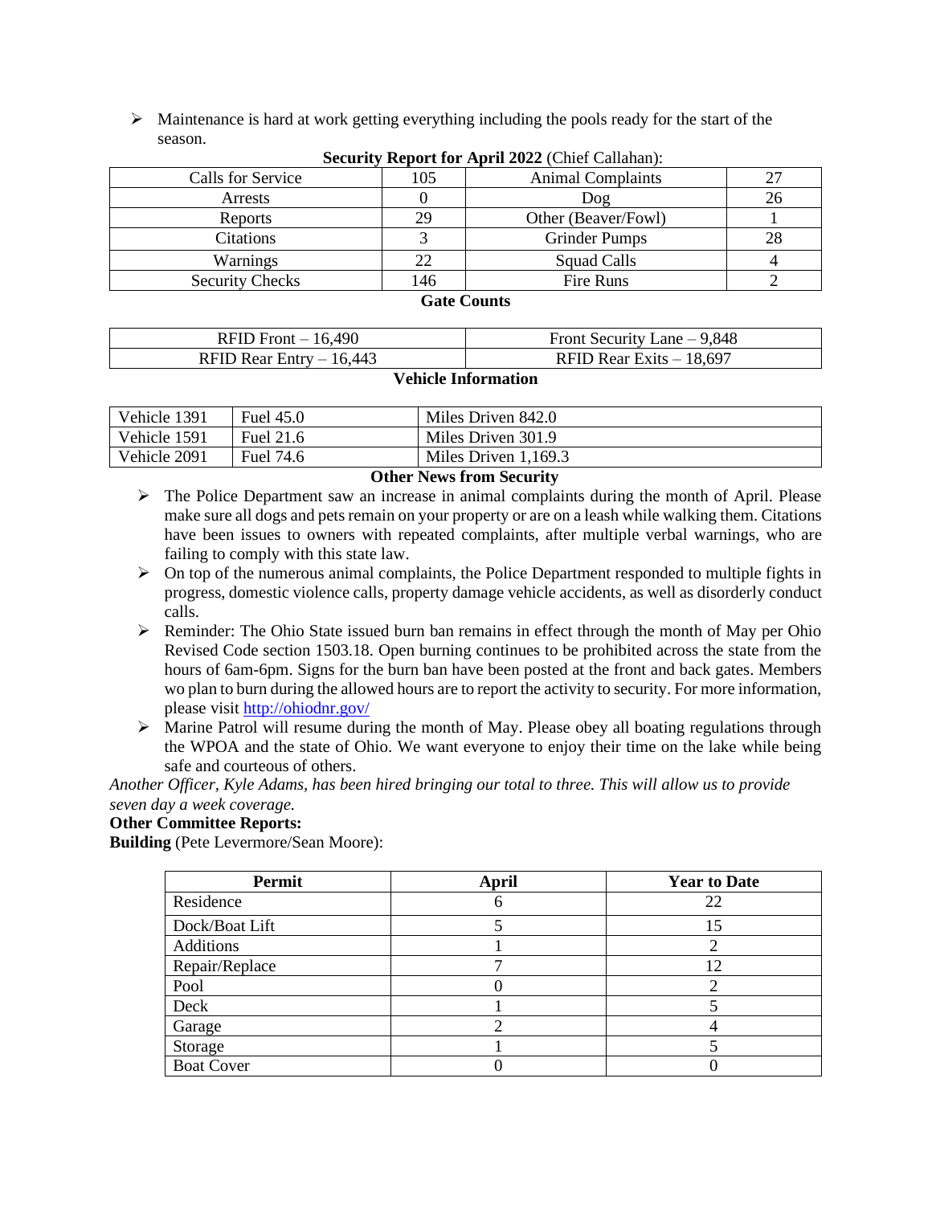- Maintenance is hard at work getting everything including the pools ready for the start of the season.

**Security Report for April 2022** (Chief Callahan):

| Calls for Service | 105 | Animal Complaints | 27 |
|---|---|---|---|
| Arrests | 0 | Dog | 26 |
| Reports | 29 | Other (Beaver/Fowl) | 1 |
| Citations | 3 | Grinder Pumps | 28 |
| Warnings | 22 | Squad Calls | 4 |
| Security Checks | 146 | Fire Runs | 2 |

**Gate Counts**

| RFID Front – 16,490 | Front Security Lane – 9,848 |
|---|---|
| RFID Rear Entry – 16,443 | RFID Rear Exits – 18,697 |

**Vehicle Information**

| Vehicle 1391 | Fuel 45.0 | Miles Driven 842.0 |
|---|---|---|
| Vehicle 1591 | Fuel 21.6 | Miles Driven 301.9 |
| Vehicle 2091 | Fuel 74.6 | Miles Driven 1,169.3 |

**Other News from Security**

- The Police Department saw an increase in animal complaints during the month of April. Please make sure all dogs and pets remain on your property or are on a leash while walking them. Citations have been issues to owners with repeated complaints, after multiple verbal warnings, who are failing to comply with this state law.
- On top of the numerous animal complaints, the Police Department responded to multiple fights in progress, domestic violence calls, property damage vehicle accidents, as well as disorderly conduct calls.
- Reminder: The Ohio State issued burn ban remains in effect through the month of May per Ohio Revised Code section 1503.18. Open burning continues to be prohibited across the state from the hours of 6am-6pm. Signs for the burn ban have been posted at the front and back gates. Members wo plan to burn during the allowed hours are to report the activity to security. For more information, please visit http://ohiodnr.gov/
- Marine Patrol will resume during the month of May. Please obey all boating regulations through the WPOA and the state of Ohio. We want everyone to enjoy their time on the lake while being safe and courteous of others.

*Another Officer, Kyle Adams, has been hired bringing our total to three. This will allow us to provide seven day a week coverage.*

**Other Committee Reports:**

**Building** (Pete Levermore/Sean Moore):

| Permit | April | Year to Date |
|---|---|---|
| Residence | 6 | 22 |
| Dock/Boat Lift | 5 | 15 |
| Additions | 1 | 2 |
| Repair/Replace | 7 | 12 |
| Pool | 0 | 2 |
| Deck | 1 | 5 |
| Garage | 2 | 4 |
| Storage | 1 | 5 |
| Boat Cover | 0 | 0 |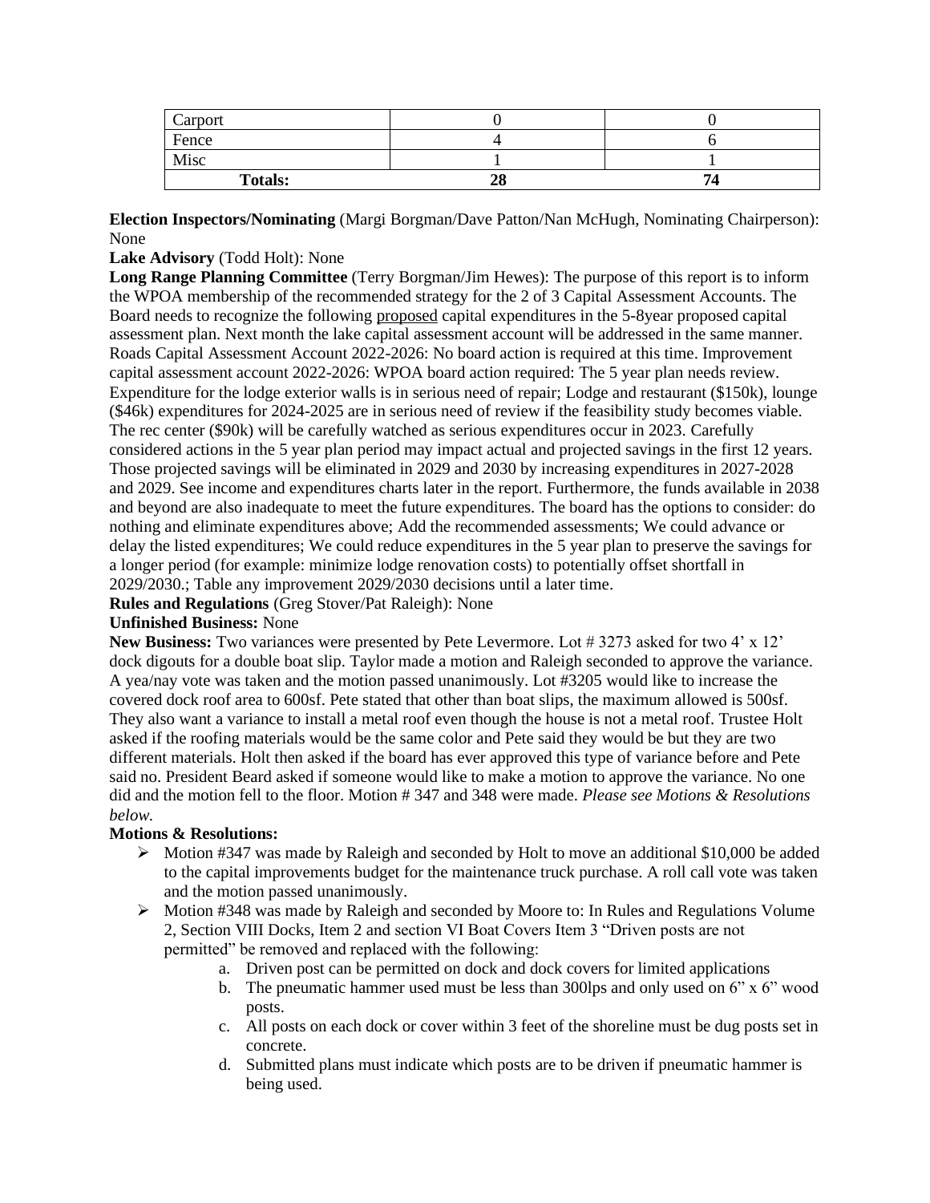| Carport | 0 | 0 |
| --- | --- | --- |
| Fence | 4 | 6 |
| Misc | 1 | 1 |
| **Totals:** | **28** | **74** |

**Election Inspectors/Nominating** (Margi Borgman/Dave Patton/Nan McHugh, Nominating Chairperson): None

**Lake Advisory** (Todd Holt): None

**Long Range Planning Committee** (Terry Borgman/Jim Hewes): The purpose of this report is to inform the WPOA membership of the recommended strategy for the 2 of 3 Capital Assessment Accounts. The Board needs to recognize the following proposed capital expenditures in the 5-8year proposed capital assessment plan. Next month the lake capital assessment account will be addressed in the same manner. Roads Capital Assessment Account 2022-2026: No board action is required at this time. Improvement capital assessment account 2022-2026: WPOA board action required: The 5 year plan needs review. Expenditure for the lodge exterior walls is in serious need of repair; Lodge and restaurant ($150k), lounge ($46k) expenditures for 2024-2025 are in serious need of review if the feasibility study becomes viable. The rec center ($90k) will be carefully watched as serious expenditures occur in 2023. Carefully considered actions in the 5 year plan period may impact actual and projected savings in the first 12 years. Those projected savings will be eliminated in 2029 and 2030 by increasing expenditures in 2027-2028 and 2029. See income and expenditures charts later in the report. Furthermore, the funds available in 2038 and beyond are also inadequate to meet the future expenditures. The board has the options to consider: do nothing and eliminate expenditures above; Add the recommended assessments; We could advance or delay the listed expenditures; We could reduce expenditures in the 5 year plan to preserve the savings for a longer period (for example: minimize lodge renovation costs) to potentially offset shortfall in 2029/2030.; Table any improvement 2029/2030 decisions until a later time.

**Rules and Regulations** (Greg Stover/Pat Raleigh): None

**Unfinished Business:** None

**New Business:** Two variances were presented by Pete Levermore. Lot # 3273 asked for two 4' x 12' dock digouts for a double boat slip. Taylor made a motion and Raleigh seconded to approve the variance. A yea/nay vote was taken and the motion passed unanimously. Lot #3205 would like to increase the covered dock roof area to 600sf. Pete stated that other than boat slips, the maximum allowed is 500sf. They also want a variance to install a metal roof even though the house is not a metal roof. Trustee Holt asked if the roofing materials would be the same color and Pete said they would be but they are two different materials. Holt then asked if the board has ever approved this type of variance before and Pete said no. President Beard asked if someone would like to make a motion to approve the variance. No one did and the motion fell to the floor. Motion # 347 and 348 were made. *Please see Motions & Resolutions below.*

**Motions & Resolutions:**

- Motion #347 was made by Raleigh and seconded by Holt to move an additional $10,000 be added to the capital improvements budget for the maintenance truck purchase. A roll call vote was taken and the motion passed unanimously.
- Motion #348 was made by Raleigh and seconded by Moore to: In Rules and Regulations Volume 2, Section VIII Docks, Item 2 and section VI Boat Covers Item 3 "Driven posts are not permitted" be removed and replaced with the following:
    a. Driven post can be permitted on dock and dock covers for limited applications
    b. The pneumatic hammer used must be less than 300lps and only used on 6" x 6" wood posts.
    c. All posts on each dock or cover within 3 feet of the shoreline must be dug posts set in concrete.
    d. Submitted plans must indicate which posts are to be driven if pneumatic hammer is being used.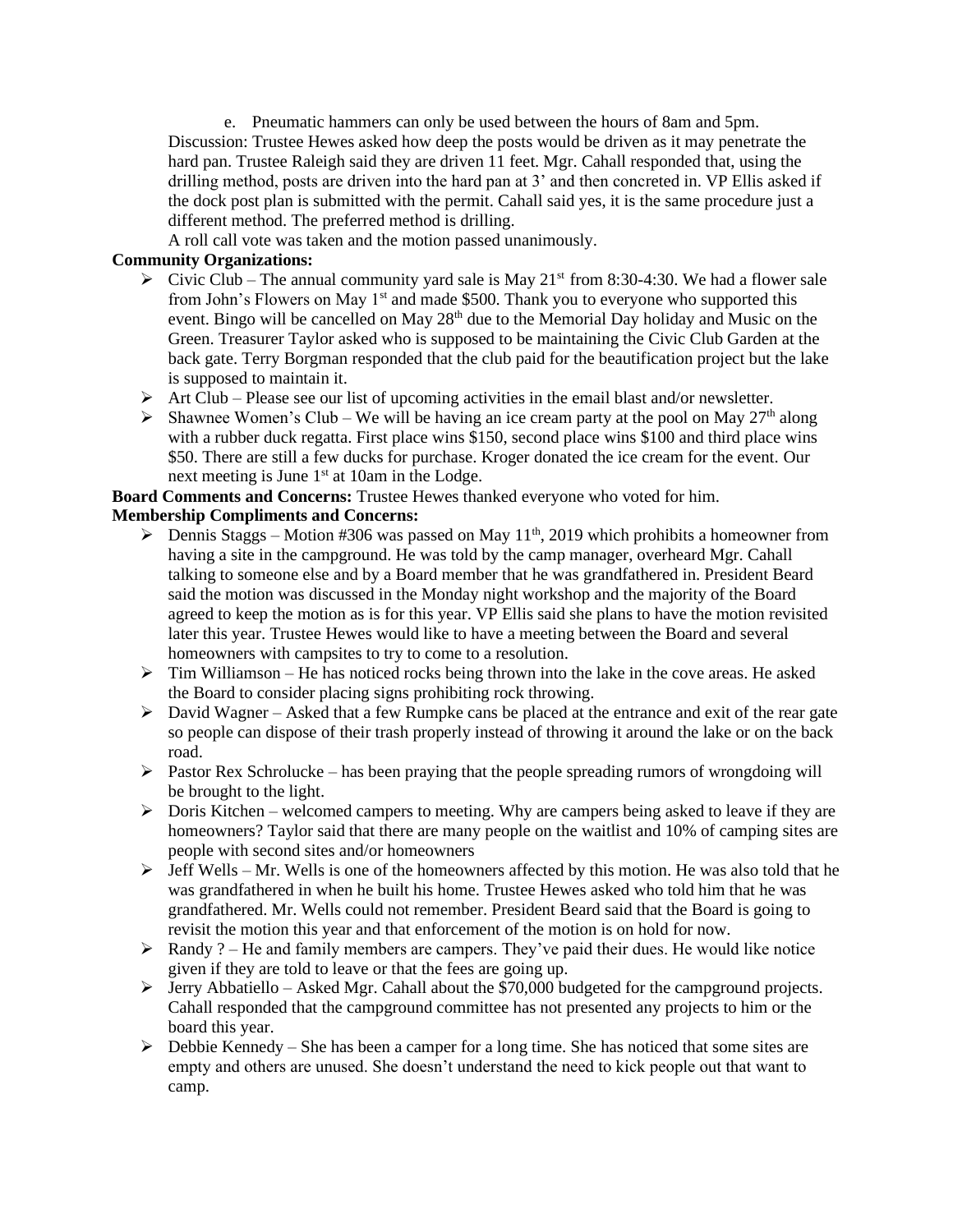e. Pneumatic hammers can only be used between the hours of 8am and 5pm.

Discussion: Trustee Hewes asked how deep the posts would be driven as it may penetrate the hard pan. Trustee Raleigh said they are driven 11 feet. Mgr. Cahall responded that, using the drilling method, posts are driven into the hard pan at 3' and then concreted in. VP Ellis asked if the dock post plan is submitted with the permit. Cahall said yes, it is the same procedure just a different method. The preferred method is drilling.

A roll call vote was taken and the motion passed unanimously.

**Community Organizations:**

- Civic Club – The annual community yard sale is May 21st from 8:30-4:30. We had a flower sale from John's Flowers on May 1st and made $500. Thank you to everyone who supported this event. Bingo will be cancelled on May 28th due to the Memorial Day holiday and Music on the Green. Treasurer Taylor asked who is supposed to be maintaining the Civic Club Garden at the back gate. Terry Borgman responded that the club paid for the beautification project but the lake is supposed to maintain it.
- Art Club – Please see our list of upcoming activities in the email blast and/or newsletter.
- Shawnee Women's Club – We will be having an ice cream party at the pool on May 27th along with a rubber duck regatta. First place wins $150, second place wins $100 and third place wins $50. There are still a few ducks for purchase. Kroger donated the ice cream for the event. Our next meeting is June 1st at 10am in the Lodge.

**Board Comments and Concerns:** Trustee Hewes thanked everyone who voted for him.

**Membership Compliments and Concerns:**

- Dennis Staggs – Motion #306 was passed on May 11th, 2019 which prohibits a homeowner from having a site in the campground. He was told by the camp manager, overheard Mgr. Cahall talking to someone else and by a Board member that he was grandfathered in. President Beard said the motion was discussed in the Monday night workshop and the majority of the Board agreed to keep the motion as is for this year. VP Ellis said she plans to have the motion revisited later this year. Trustee Hewes would like to have a meeting between the Board and several homeowners with campsites to try to come to a resolution.
- Tim Williamson – He has noticed rocks being thrown into the lake in the cove areas. He asked the Board to consider placing signs prohibiting rock throwing.
- David Wagner – Asked that a few Rumpke cans be placed at the entrance and exit of the rear gate so people can dispose of their trash properly instead of throwing it around the lake or on the back road.
- Pastor Rex Schrolucke – has been praying that the people spreading rumors of wrongdoing will be brought to the light.
- Doris Kitchen – welcomed campers to meeting. Why are campers being asked to leave if they are homeowners? Taylor said that there are many people on the waitlist and 10% of camping sites are people with second sites and/or homeowners
- Jeff Wells – Mr. Wells is one of the homeowners affected by this motion. He was also told that he was grandfathered in when he built his home. Trustee Hewes asked who told him that he was grandfathered. Mr. Wells could not remember. President Beard said that the Board is going to revisit the motion this year and that enforcement of the motion is on hold for now.
- Randy ? – He and family members are campers. They've paid their dues. He would like notice given if they are told to leave or that the fees are going up.
- Jerry Abbatiello – Asked Mgr. Cahall about the $70,000 budgeted for the campground projects. Cahall responded that the campground committee has not presented any projects to him or the board this year.
- Debbie Kennedy – She has been a camper for a long time. She has noticed that some sites are empty and others are unused. She doesn't understand the need to kick people out that want to camp.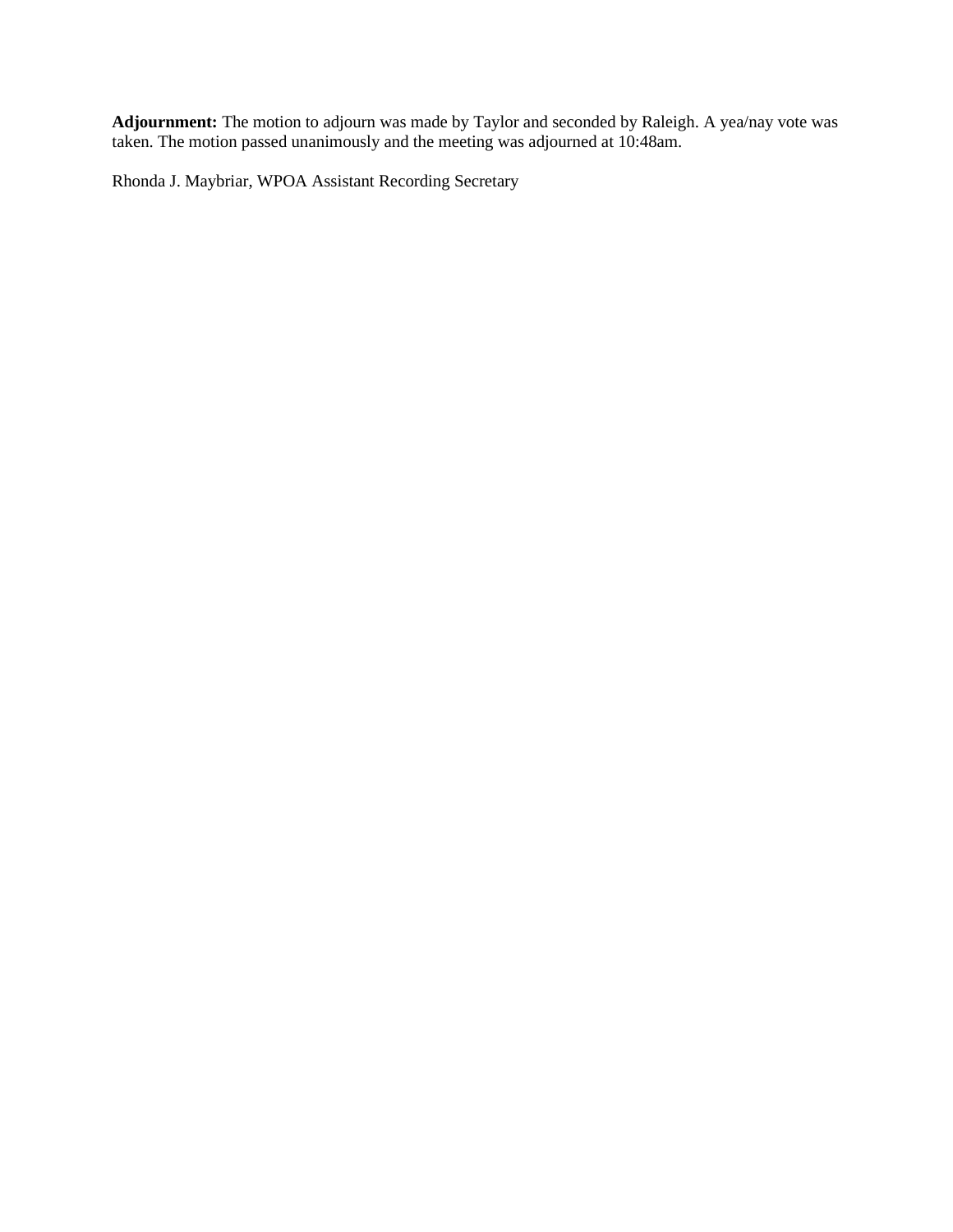**Adjournment:** The motion to adjourn was made by Taylor and seconded by Raleigh. A yea/nay vote was taken. The motion passed unanimously and the meeting was adjourned at 10:48am.

Rhonda J. Maybriar, WPOA Assistant Recording Secretary